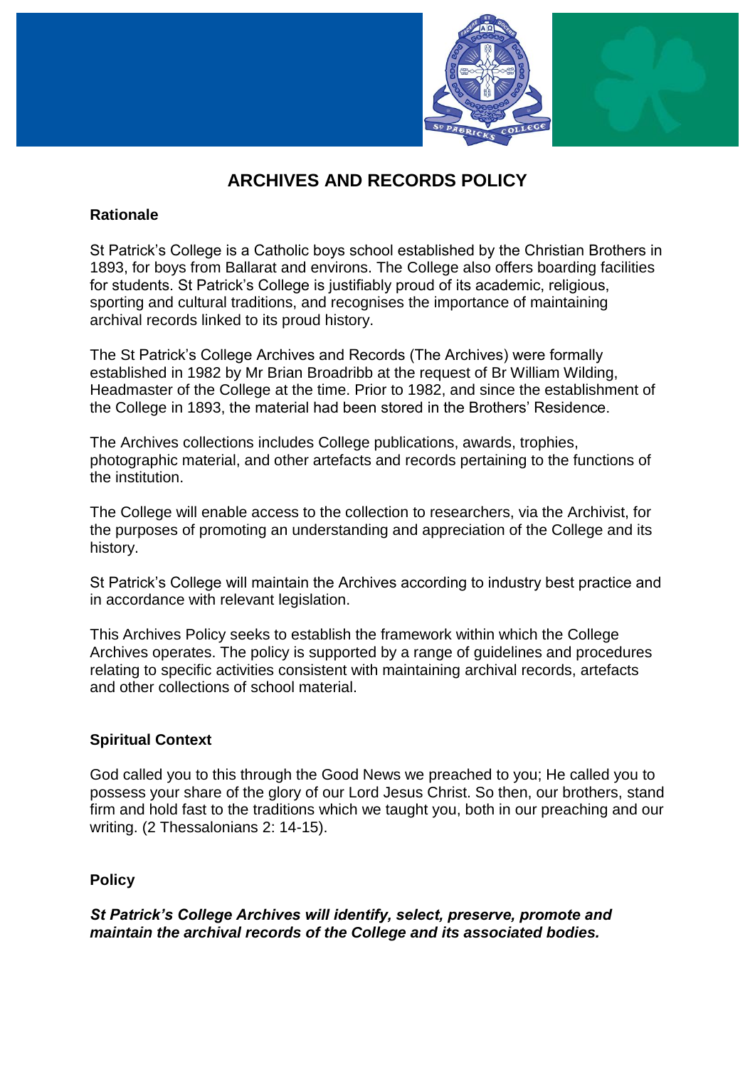# ARCHIVES AND RECORDS POLICY

## Rationale

St Patrick's College is a Catholic boys school established by the Christian Brothers in 1893, for boys from Ballarat and environs. The College also offers boarding facilities for students. St Patrick's College is justifiably proud of its academic, religious, sporting and cultural traditions, and recognises the importance of maintaining archival records linked to its proud history.

The St Patrick's College Archives and Records (The Archives) were formally established in 1982 by Mr Brian Broadribb at the request of Br William Wilding, Headmaster of the College at the time. Prior to 1982, and since the establishment of the College in 1893, the material had been stored in the Brothers' Residence.

The Archives collections includes College publications, awards, trophies, photographic material, and other artefacts and records pertaining to the functions of the institution.

The College will enable access to the collection to researchers, via the Archivist, for the purposes of promoting an understanding and appreciation of the College and its history.

St Patrick's College will maintain the Archives according to industry best practice and in accordance with relevant legislation.

This Archives Policy seeks to establish the framework within which the College Archives operates. The policy is supported by a range of guidelines and procedures relating to specific activities consistent with maintaining archival records, artefacts and other collections of school material.

## Spiritual Context

God called you to this through the Good News we preached to you; He called you to possess your share of the glory of our Lord Jesus Christ. So then, our brothers, stand firm and hold fast to the traditions which we taught you, both in our preaching and our writing. (2 Thessalonians 2: 14-15).

## Policy

***St Patrick's College Archives will identify, select, preserve, promote and maintain the archival records of the College and its associated bodies.***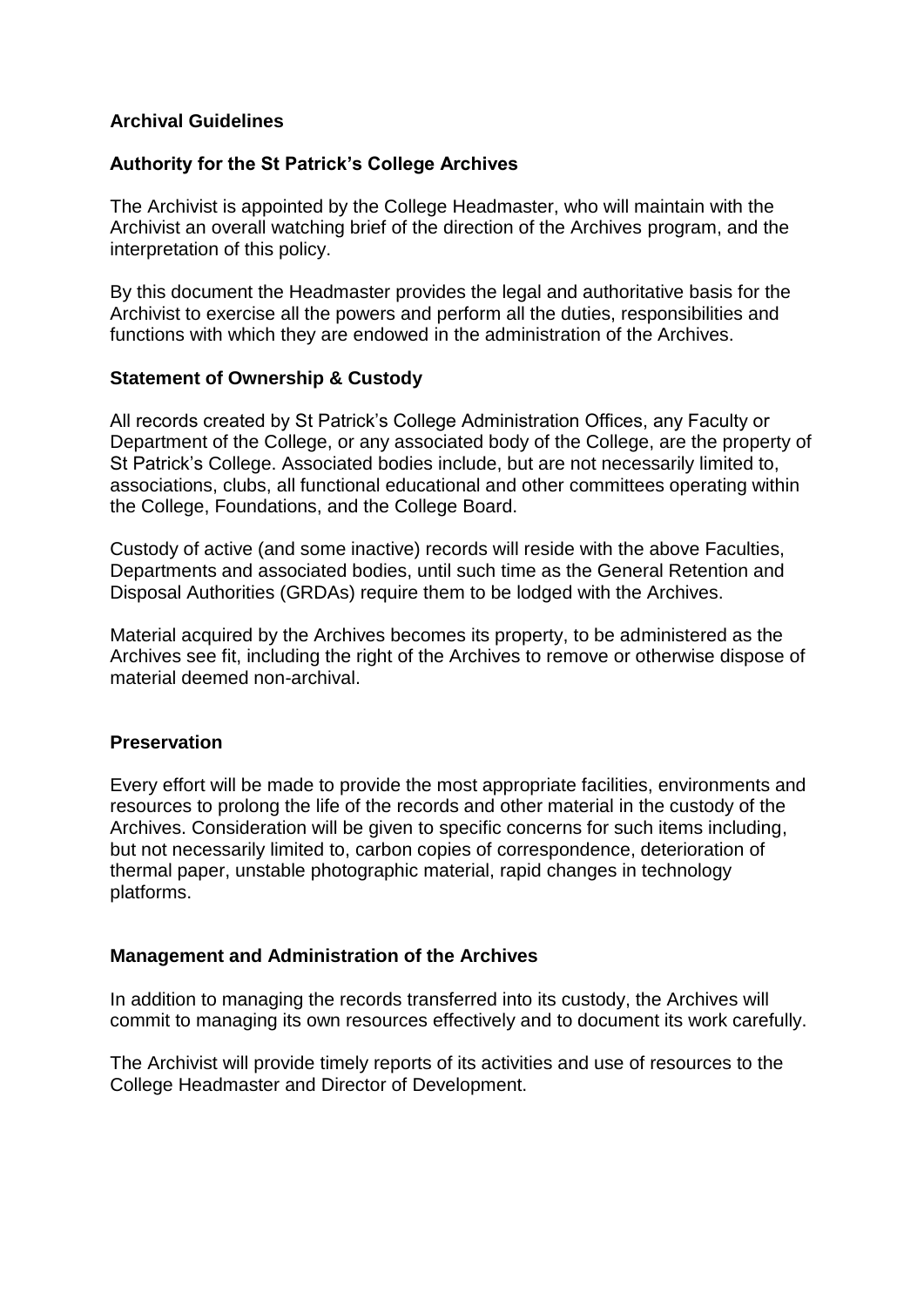## Archival Guidelines

### Authority for the St Patrick's College Archives

The Archivist is appointed by the College Headmaster, who will maintain with the Archivist an overall watching brief of the direction of the Archives program, and the interpretation of this policy.

By this document the Headmaster provides the legal and authoritative basis for the Archivist to exercise all the powers and perform all the duties, responsibilities and functions with which they are endowed in the administration of the Archives.

### Statement of Ownership & Custody

All records created by St Patrick's College Administration Offices, any Faculty or Department of the College, or any associated body of the College, are the property of St Patrick's College. Associated bodies include, but are not necessarily limited to, associations, clubs, all functional educational and other committees operating within the College, Foundations, and the College Board.

Custody of active (and some inactive) records will reside with the above Faculties, Departments and associated bodies, until such time as the General Retention and Disposal Authorities (GRDAs) require them to be lodged with the Archives.

Material acquired by the Archives becomes its property, to be administered as the Archives see fit, including the right of the Archives to remove or otherwise dispose of material deemed non-archival.

### Preservation

Every effort will be made to provide the most appropriate facilities, environments and resources to prolong the life of the records and other material in the custody of the Archives. Consideration will be given to specific concerns for such items including, but not necessarily limited to, carbon copies of correspondence, deterioration of thermal paper, unstable photographic material, rapid changes in technology platforms.

### Management and Administration of the Archives

In addition to managing the records transferred into its custody, the Archives will commit to managing its own resources effectively and to document its work carefully.

The Archivist will provide timely reports of its activities and use of resources to the College Headmaster and Director of Development.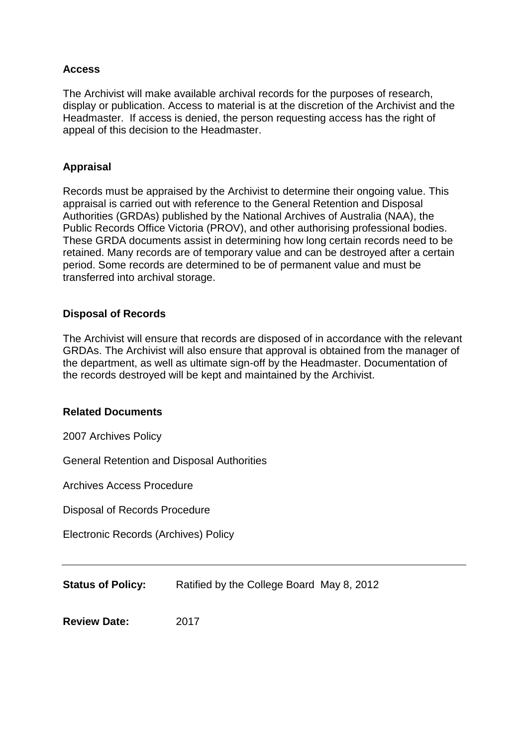## Access

The Archivist will make available archival records for the purposes of research, display or publication. Access to material is at the discretion of the Archivist and the Headmaster. If access is denied, the person requesting access has the right of appeal of this decision to the Headmaster.

## Appraisal

Records must be appraised by the Archivist to determine their ongoing value. This appraisal is carried out with reference to the General Retention and Disposal Authorities (GRDAs) published by the National Archives of Australia (NAA), the Public Records Office Victoria (PROV), and other authorising professional bodies. These GRDA documents assist in determining how long certain records need to be retained. Many records are of temporary value and can be destroyed after a certain period. Some records are determined to be of permanent value and must be transferred into archival storage.

## Disposal of Records

The Archivist will ensure that records are disposed of in accordance with the relevant GRDAs. The Archivist will also ensure that approval is obtained from the manager of the department, as well as ultimate sign-off by the Headmaster. Documentation of the records destroyed will be kept and maintained by the Archivist.

## Related Documents

2007 Archives Policy

General Retention and Disposal Authorities

Archives Access Procedure

Disposal of Records Procedure

Electronic Records (Archives) Policy

---

**Status of Policy:** Ratified by the College Board May 8, 2012

**Review Date:** 2017